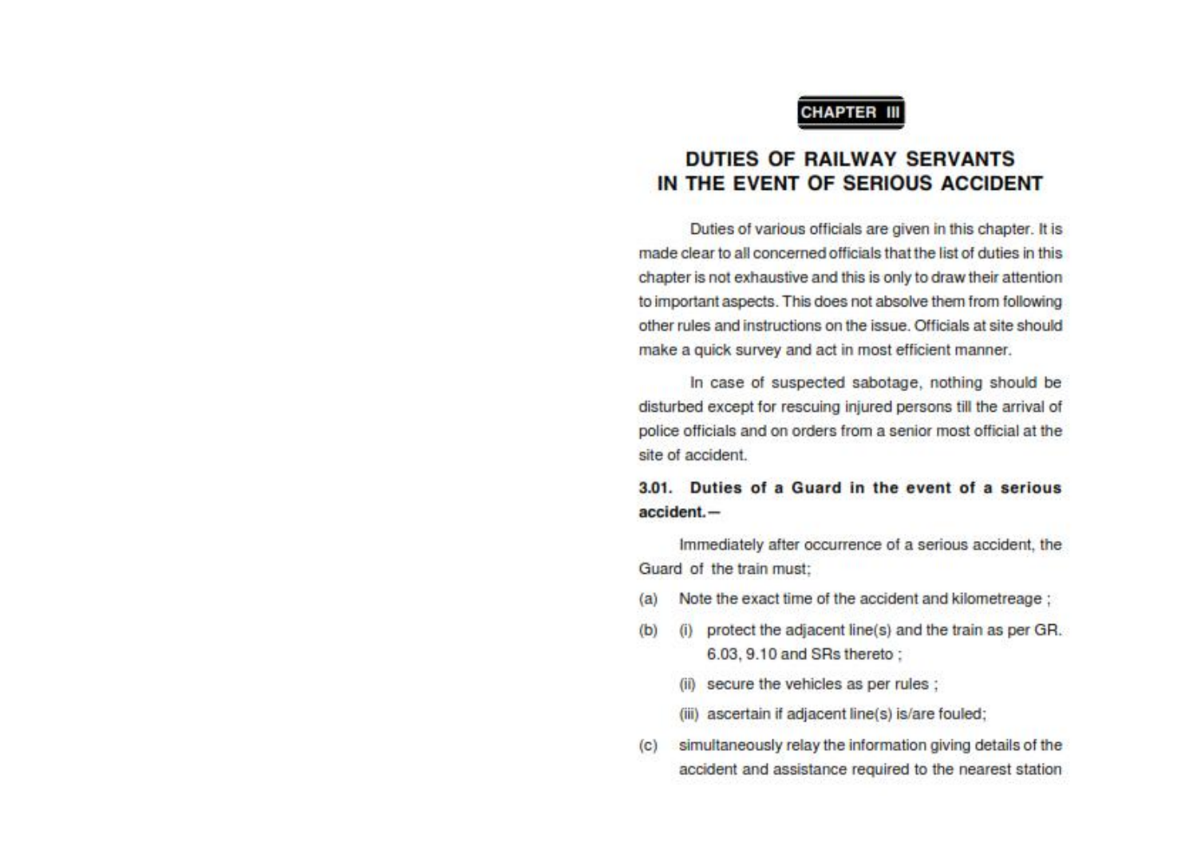# CHAPTER III

## DUTIES OF RAILWAY SERVANTS IN THE EVENT OF SERIOUS ACCIDENT

Duties of various officials are given in this chapter. It is made clear to all concerned officials that the list of duties in this chapter is not exhaustive and this is only to draw their attention to important aspects. This does not absolve them from following other rules and instructions on the issue. Officials at site should make a quick survey and act in most efficient manner.

In case of suspected sabotage, nothing should be disturbed except for rescuing injured persons till the arrival of police officials and on orders from a senior most official at the site of accident.

### 3.01. Duties of a Guard in the event of a serious accident.—

Immediately after occurrence of a serious accident, the Guard of the train must;

(a) Note the exact time of the accident and kilometreage ;

(b) (i) protect the adjacent line(s) and the train as per GR. 6.03, 9.10 and SRs thereto ;

(ii) secure the vehicles as per rules ;

(iii) ascertain if adjacent line(s) is/are fouled;

(c) simultaneously relay the information giving details of the accident and assistance required to the nearest station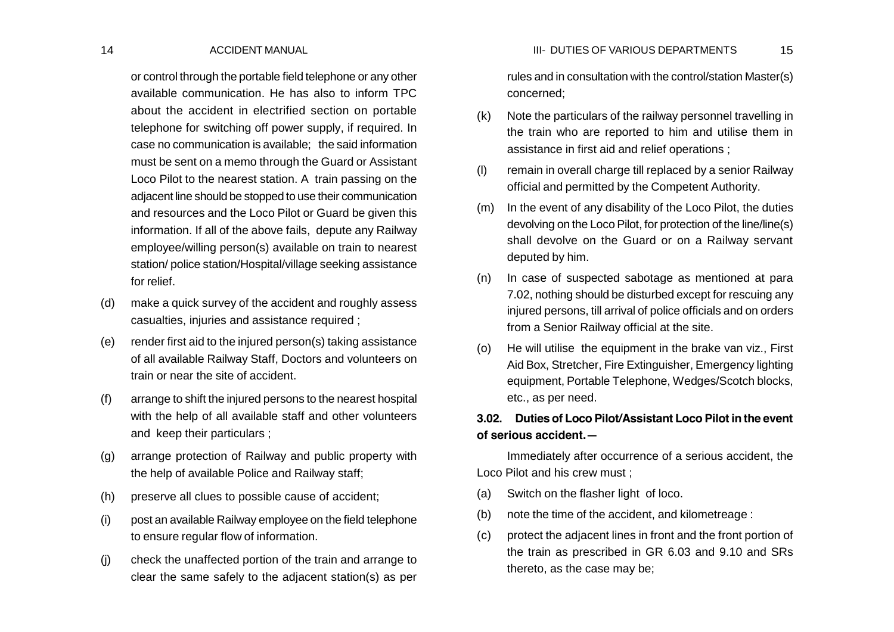or control through the portable field telephone or any other available communication. He has also to inform TPC about the accident in electrified section on portable telephone for switching off power supply, if required. In case no communication is available; the said information must be sent on a memo through the Guard or Assistant Loco Pilot to the nearest station. A train passing on the adjacent line should be stopped to use their communication and resources and the Loco Pilot or Guard be given this information. If all of the above fails, depute any Railway employee/willing person(s) available on train to nearest station/ police station/Hospital/village seeking assistance for relief.

(d) make a quick survey of the accident and roughly assess casualties, injuries and assistance required ;

(e) render first aid to the injured person(s) taking assistance of all available Railway Staff, Doctors and volunteers on train or near the site of accident.

(f) arrange to shift the injured persons to the nearest hospital with the help of all available staff and other volunteers and keep their particulars ;

(g) arrange protection of Railway and public property with the help of available Police and Railway staff;

(h) preserve all clues to possible cause of accident;

(i) post an available Railway employee on the field telephone to ensure regular flow of information.

(j) check the unaffected portion of the train and arrange to clear the same safely to the adjacent station(s) as per rules and in consultation with the control/station Master(s) concerned;

(k) Note the particulars of the railway personnel travelling in the train who are reported to him and utilise them in assistance in first aid and relief operations ;

(l) remain in overall charge till replaced by a senior Railway official and permitted by the Competent Authority.

(m) In the event of any disability of the Loco Pilot, the duties devolving on the Loco Pilot, for protection of the line/line(s) shall devolve on the Guard or on a Railway servant deputed by him.

(n) In case of suspected sabotage as mentioned at para 7.02, nothing should be disturbed except for rescuing any injured persons, till arrival of police officials and on orders from a Senior Railway official at the site.

(o) He will utilise the equipment in the brake van viz., First Aid Box, Stretcher, Fire Extinguisher, Emergency lighting equipment, Portable Telephone, Wedges/Scotch blocks, etc., as per need.

**3.02. Duties of Loco Pilot/Assistant Loco Pilot in the event of serious accident.—**

Immediately after occurrence of a serious accident, the Loco Pilot and his crew must ;

(a) Switch on the flasher light of loco.

(b) note the time of the accident, and kilometreage :

(c) protect the adjacent lines in front and the front portion of the train as prescribed in GR 6.03 and 9.10 and SRs thereto, as the case may be;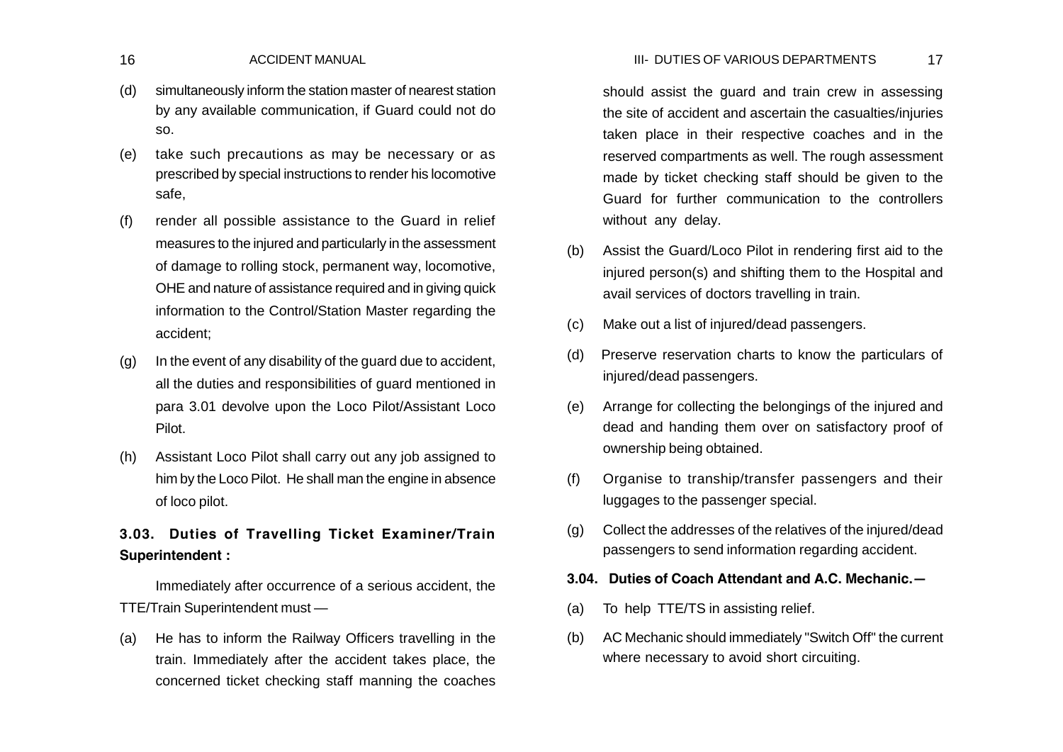(d) simultaneously inform the station master of nearest station by any available communication, if Guard could not do so.

(e) take such precautions as may be necessary or as prescribed by special instructions to render his locomotive safe,

(f) render all possible assistance to the Guard in relief measures to the injured and particularly in the assessment of damage to rolling stock, permanent way, locomotive, OHE and nature of assistance required and in giving quick information to the Control/Station Master regarding the accident;

(g) In the event of any disability of the guard due to accident, all the duties and responsibilities of guard mentioned in para 3.01 devolve upon the Loco Pilot/Assistant Loco Pilot.

(h) Assistant Loco Pilot shall carry out any job assigned to him by the Loco Pilot. He shall man the engine in absence of loco pilot.

**3.03. Duties of Travelling Ticket Examiner/Train Superintendent :**

Immediately after occurrence of a serious accident, the TTE/Train Superintendent must —

(a) He has to inform the Railway Officers travelling in the train. Immediately after the accident takes place, the concerned ticket checking staff manning the coaches should assist the guard and train crew in assessing the site of accident and ascertain the casualties/injuries taken place in their respective coaches and in the reserved compartments as well. The rough assessment made by ticket checking staff should be given to the Guard for further communication to the controllers without any delay.

(b) Assist the Guard/Loco Pilot in rendering first aid to the injured person(s) and shifting them to the Hospital and avail services of doctors travelling in train.

(c) Make out a list of injured/dead passengers.

(d) Preserve reservation charts to know the particulars of injured/dead passengers.

(e) Arrange for collecting the belongings of the injured and dead and handing them over on satisfactory proof of ownership being obtained.

(f) Organise to tranship/transfer passengers and their luggages to the passenger special.

(g) Collect the addresses of the relatives of the injured/dead passengers to send information regarding accident.

**3.04. Duties of Coach Attendant and A.C. Mechanic.—**

(a) To help TTE/TS in assisting relief.

(b) AC Mechanic should immediately "Switch Off" the current where necessary to avoid short circuiting.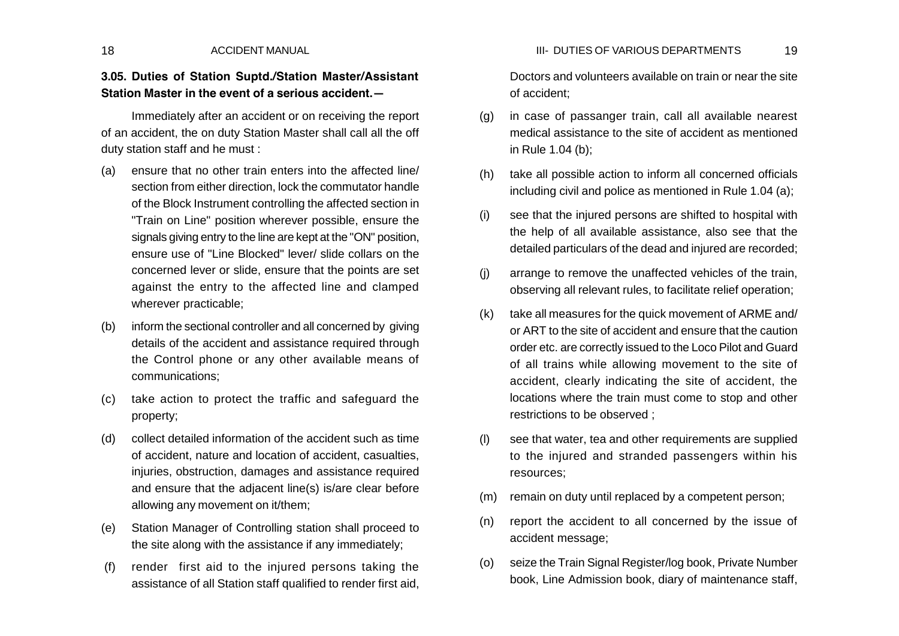### 3.05. Duties of Station Suptd./Station Master/Assistant Station Master in the event of a serious accident.—

Immediately after an accident or on receiving the report of an accident, the on duty Station Master shall call all the off duty station staff and he must :

(a) ensure that no other train enters into the affected line/ section from either direction, lock the commutator handle of the Block Instrument controlling the affected section in "Train on Line" position wherever possible, ensure the signals giving entry to the line are kept at the "ON" position, ensure use of "Line Blocked" lever/ slide collars on the concerned lever or slide, ensure that the points are set against the entry to the affected line and clamped wherever practicable;

(b) inform the sectional controller and all concerned by giving details of the accident and assistance required through the Control phone or any other available means of communications;

(c) take action to protect the traffic and safeguard the property;

(d) collect detailed information of the accident such as time of accident, nature and location of accident, casualties, injuries, obstruction, damages and assistance required and ensure that the adjacent line(s) is/are clear before allowing any movement on it/them;

(e) Station Manager of Controlling station shall proceed to the site along with the assistance if any immediately;

(f) render first aid to the injured persons taking the assistance of all Station staff qualified to render first aid, Doctors and volunteers available on train or near the site of accident;

(g) in case of passanger train, call all available nearest medical assistance to the site of accident as mentioned in Rule 1.04 (b);

(h) take all possible action to inform all concerned officials including civil and police as mentioned in Rule 1.04 (a);

(i) see that the injured persons are shifted to hospital with the help of all available assistance, also see that the detailed particulars of the dead and injured are recorded;

(j) arrange to remove the unaffected vehicles of the train, observing all relevant rules, to facilitate relief operation;

(k) take all measures for the quick movement of ARME and/ or ART to the site of accident and ensure that the caution order etc. are correctly issued to the Loco Pilot and Guard of all trains while allowing movement to the site of accident, clearly indicating the site of accident, the locations where the train must come to stop and other restrictions to be observed ;

(l) see that water, tea and other requirements are supplied to the injured and stranded passengers within his resources;

(m) remain on duty until replaced by a competent person;

(n) report the accident to all concerned by the issue of accident message;

(o) seize the Train Signal Register/log book, Private Number book, Line Admission book, diary of maintenance staff,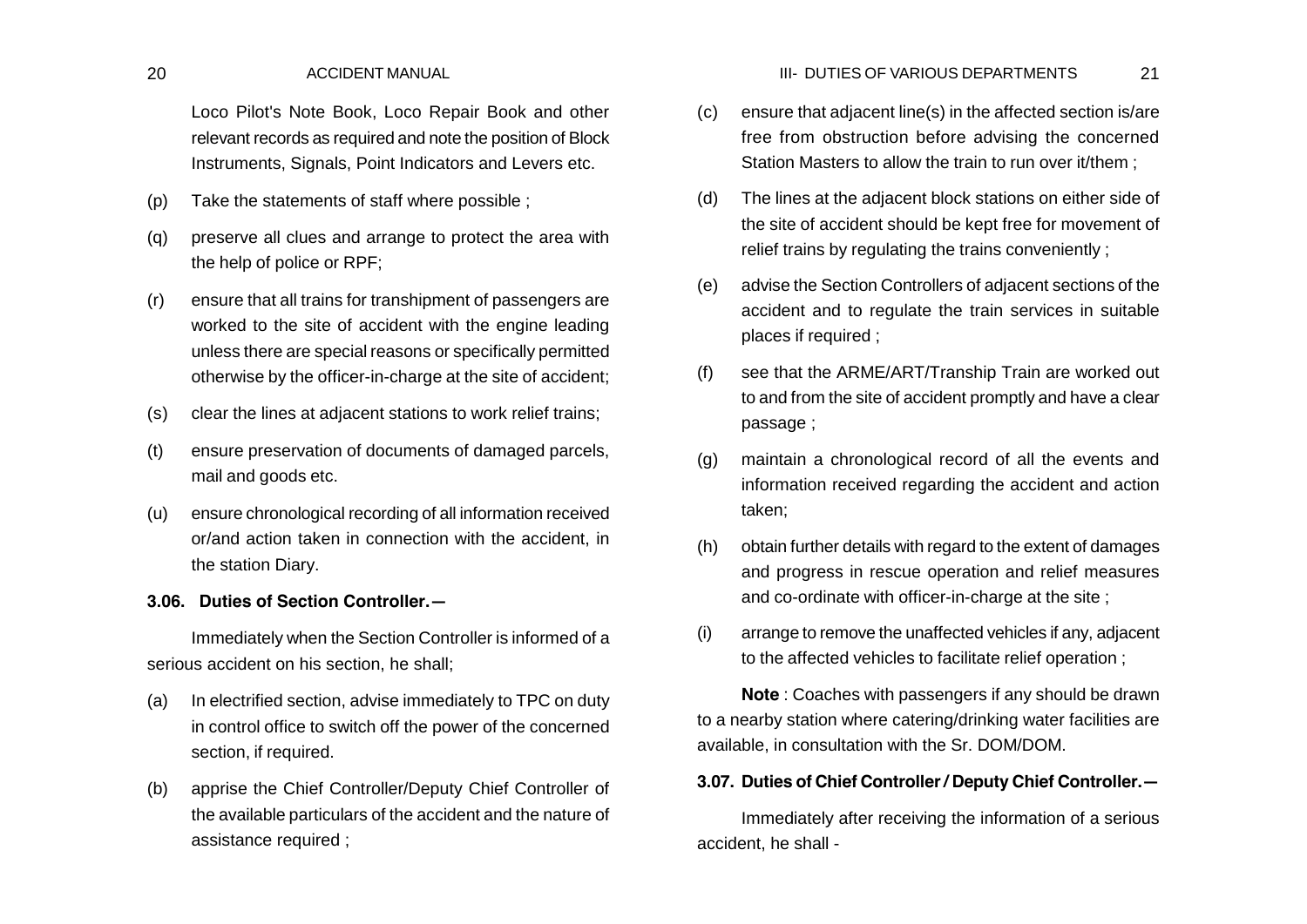Loco Pilot's Note Book, Loco Repair Book and other relevant records as required and note the position of Block Instruments, Signals, Point Indicators and Levers etc.

(p) Take the statements of staff where possible ;

(q) preserve all clues and arrange to protect the area with the help of police or RPF;

(r) ensure that all trains for transhipment of passengers are worked to the site of accident with the engine leading unless there are special reasons or specifically permitted otherwise by the officer-in-charge at the site of accident;

(s) clear the lines at adjacent stations to work relief trains;

(t) ensure preservation of documents of damaged parcels, mail and goods etc.

(u) ensure chronological recording of all information received or/and action taken in connection with the accident, in the station Diary.

**3.06. Duties of Section Controller.—**

Immediately when the Section Controller is informed of a serious accident on his section, he shall;

(a) In electrified section, advise immediately to TPC on duty in control office to switch off the power of the concerned section, if required.

(b) apprise the Chief Controller/Deputy Chief Controller of the available particulars of the accident and the nature of assistance required ;

(c) ensure that adjacent line(s) in the affected section is/are free from obstruction before advising the concerned Station Masters to allow the train to run over it/them ;

(d) The lines at the adjacent block stations on either side of the site of accident should be kept free for movement of relief trains by regulating the trains conveniently ;

(e) advise the Section Controllers of adjacent sections of the accident and to regulate the train services in suitable places if required ;

(f) see that the ARME/ART/Tranship Train are worked out to and from the site of accident promptly and have a clear passage ;

(g) maintain a chronological record of all the events and information received regarding the accident and action taken;

(h) obtain further details with regard to the extent of damages and progress in rescue operation and relief measures and co-ordinate with officer-in-charge at the site ;

(i) arrange to remove the unaffected vehicles if any, adjacent to the affected vehicles to facilitate relief operation ;

**Note** : Coaches with passengers if any should be drawn to a nearby station where catering/drinking water facilities are available, in consultation with the Sr. DOM/DOM.

**3.07. Duties of Chief Controller / Deputy Chief Controller.—**

Immediately after receiving the information of a serious accident, he shall -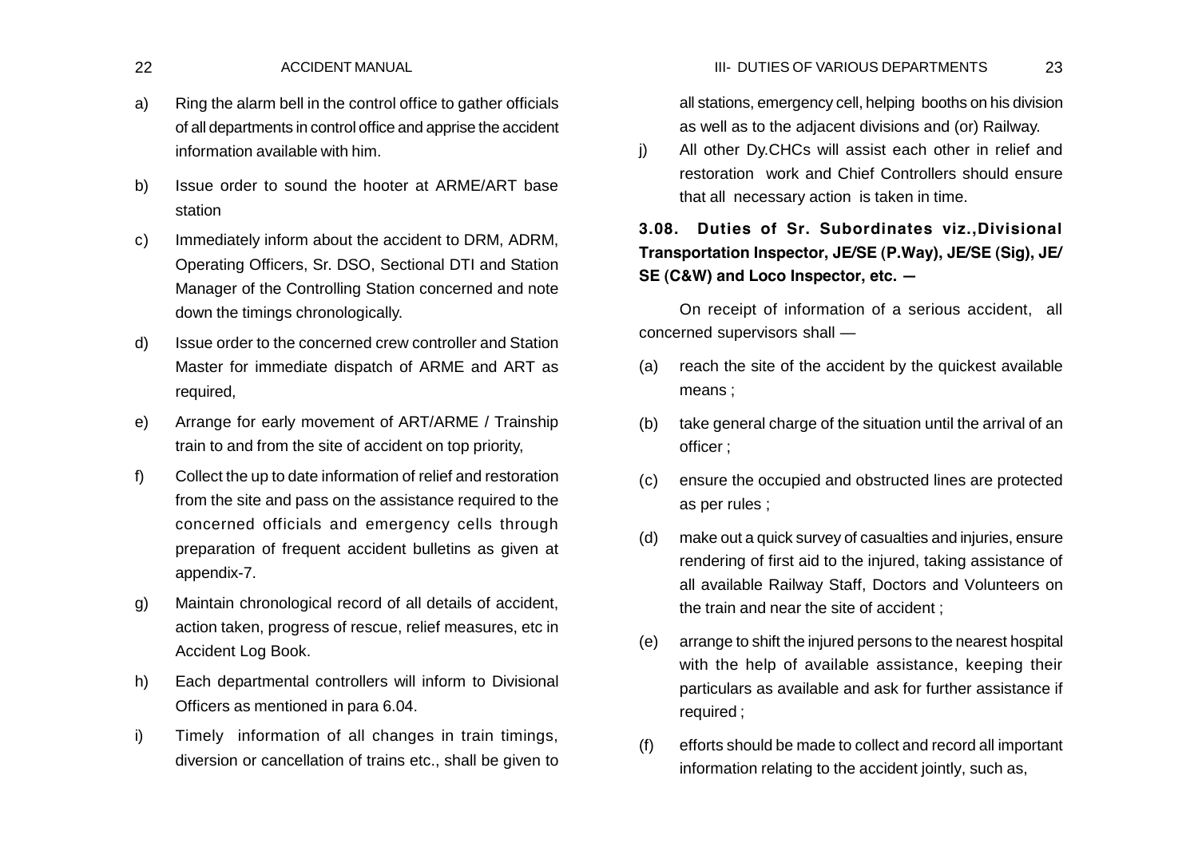a) Ring the alarm bell in the control office to gather officials of all departments in control office and apprise the accident information available with him.

b) Issue order to sound the hooter at ARME/ART base station

c) Immediately inform about the accident to DRM, ADRM, Operating Officers, Sr. DSO, Sectional DTI and Station Manager of the Controlling Station concerned and note down the timings chronologically.

d) Issue order to the concerned crew controller and Station Master for immediate dispatch of ARME and ART as required,

e) Arrange for early movement of ART/ARME / Trainship train to and from the site of accident on top priority,

f) Collect the up to date information of relief and restoration from the site and pass on the assistance required to the concerned officials and emergency cells through preparation of frequent accident bulletins as given at appendix-7.

g) Maintain chronological record of all details of accident, action taken, progress of rescue, relief measures, etc in Accident Log Book.

h) Each departmental controllers will inform to Divisional Officers as mentioned in para 6.04.

i) Timely information of all changes in train timings, diversion or cancellation of trains etc., shall be given to all stations, emergency cell, helping booths on his division as well as to the adjacent divisions and (or) Railway.

j) All other Dy.CHCs will assist each other in relief and restoration work and Chief Controllers should ensure that all necessary action is taken in time.

**3.08. Duties of Sr. Subordinates viz.,Divisional Transportation Inspector, JE/SE (P.Way), JE/SE (Sig), JE/SE (C&W) and Loco Inspector, etc. —**

On receipt of information of a serious accident, all concerned supervisors shall —

(a) reach the site of the accident by the quickest available means ;

(b) take general charge of the situation until the arrival of an officer ;

(c) ensure the occupied and obstructed lines are protected as per rules ;

(d) make out a quick survey of casualties and injuries, ensure rendering of first aid to the injured, taking assistance of all available Railway Staff, Doctors and Volunteers on the train and near the site of accident ;

(e) arrange to shift the injured persons to the nearest hospital with the help of available assistance, keeping their particulars as available and ask for further assistance if required ;

(f) efforts should be made to collect and record all important information relating to the accident jointly, such as,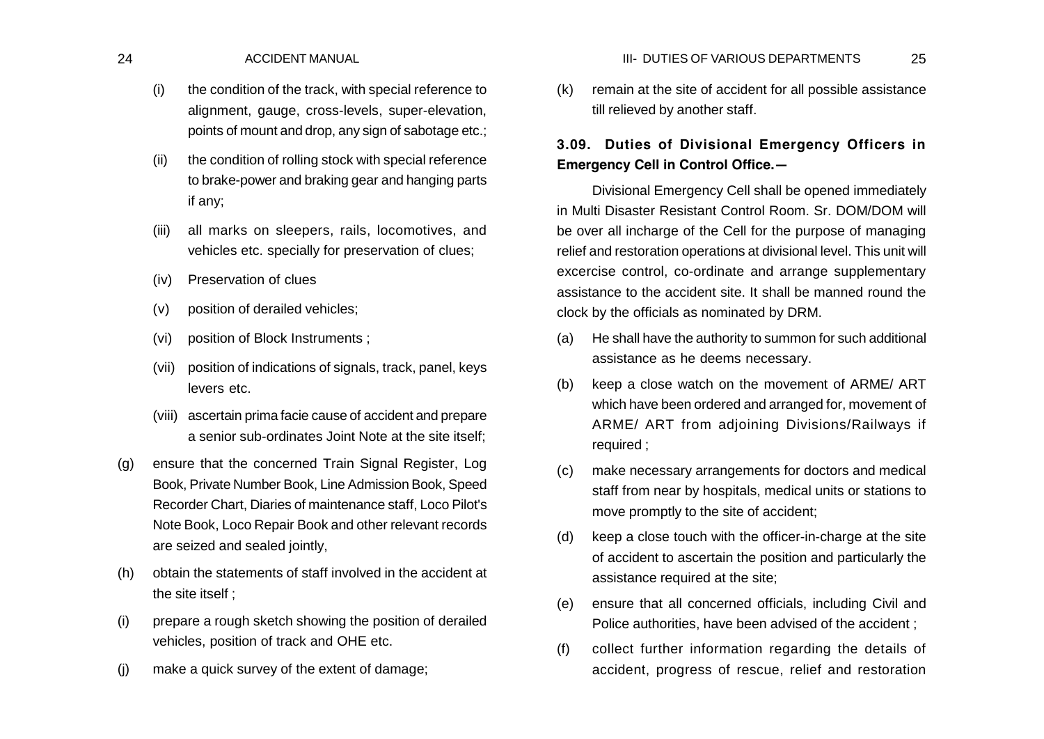(i) the condition of the track, with special reference to alignment, gauge, cross-levels, super-elevation, points of mount and drop, any sign of sabotage etc.;

(ii) the condition of rolling stock with special reference to brake-power and braking gear and hanging parts if any;

(iii) all marks on sleepers, rails, locomotives, and vehicles etc. specially for preservation of clues;

(iv) Preservation of clues

(v) position of derailed vehicles;

(vi) position of Block Instruments ;

(vii) position of indications of signals, track, panel, keys levers etc.

(viii) ascertain prima facie cause of accident and prepare a senior sub-ordinates Joint Note at the site itself;

(g) ensure that the concerned Train Signal Register, Log Book, Private Number Book, Line Admission Book, Speed Recorder Chart, Diaries of maintenance staff, Loco Pilot's Note Book, Loco Repair Book and other relevant records are seized and sealed jointly,

(h) obtain the statements of staff involved in the accident at the site itself ;

(i) prepare a rough sketch showing the position of derailed vehicles, position of track and OHE etc.

(j) make a quick survey of the extent of damage;

(k) remain at the site of accident for all possible assistance till relieved by another staff.

### 3.09. Duties of Divisional Emergency Officers in Emergency Cell in Control Office.—

Divisional Emergency Cell shall be opened immediately in Multi Disaster Resistant Control Room. Sr. DOM/DOM will be over all incharge of the Cell for the purpose of managing relief and restoration operations at divisional level. This unit will excercise control, co-ordinate and arrange supplementary assistance to the accident site. It shall be manned round the clock by the officials as nominated by DRM.

(a) He shall have the authority to summon for such additional assistance as he deems necessary.

(b) keep a close watch on the movement of ARME/ ART which have been ordered and arranged for, movement of ARME/ ART from adjoining Divisions/Railways if required ;

(c) make necessary arrangements for doctors and medical staff from near by hospitals, medical units or stations to move promptly to the site of accident;

(d) keep a close touch with the officer-in-charge at the site of accident to ascertain the position and particularly the assistance required at the site;

(e) ensure that all concerned officials, including Civil and Police authorities, have been advised of the accident ;

(f) collect further information regarding the details of accident, progress of rescue, relief and restoration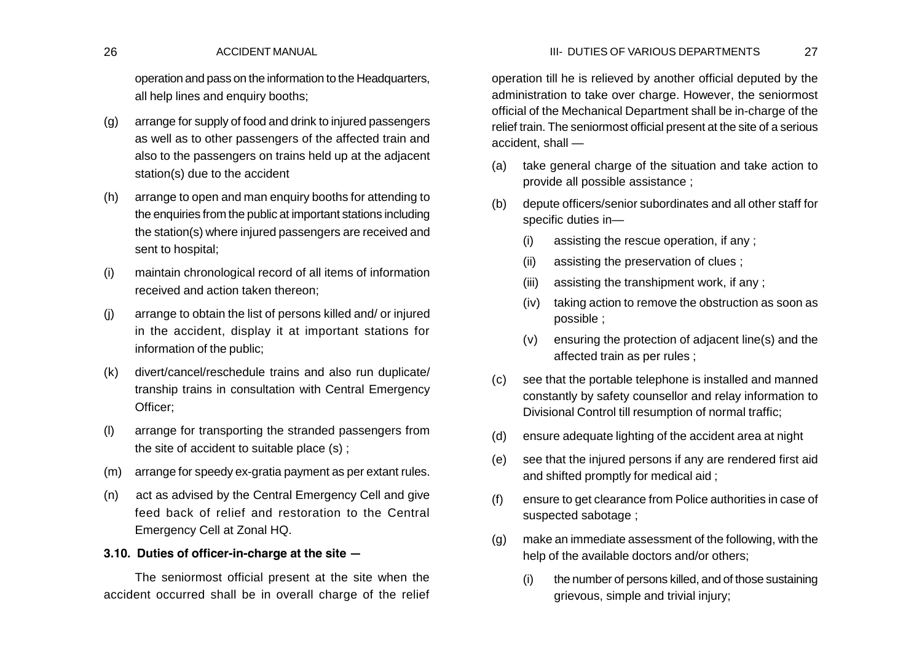operation and pass on the information to the Headquarters, all help lines and enquiry booths;

(g) arrange for supply of food and drink to injured passengers as well as to other passengers of the affected train and also to the passengers on trains held up at the adjacent station(s) due to the accident

(h) arrange to open and man enquiry booths for attending to the enquiries from the public at important stations including the station(s) where injured passengers are received and sent to hospital;

(i) maintain chronological record of all items of information received and action taken thereon;

(j) arrange to obtain the list of persons killed and/ or injured in the accident, display it at important stations for information of the public;

(k) divert/cancel/reschedule trains and also run duplicate/ tranship trains in consultation with Central Emergency Officer;

(l) arrange for transporting the stranded passengers from the site of accident to suitable place (s) ;

(m) arrange for speedy ex-gratia payment as per extant rules.

(n) act as advised by the Central Emergency Cell and give feed back of relief and restoration to the Central Emergency Cell at Zonal HQ.

**3.10. Duties of officer-in-charge at the site —**

The seniormost official present at the site when the accident occurred shall be in overall charge of the relief operation till he is relieved by another official deputed by the administration to take over charge. However, the seniormost official of the Mechanical Department shall be in-charge of the relief train. The seniormost official present at the site of a serious accident, shall —

(a) take general charge of the situation and take action to provide all possible assistance ;

(b) depute officers/senior subordinates and all other staff for specific duties in—

  (i) assisting the rescue operation, if any ;

  (ii) assisting the preservation of clues ;

  (iii) assisting the transhipment work, if any ;

  (iv) taking action to remove the obstruction as soon as possible ;

  (v) ensuring the protection of adjacent line(s) and the affected train as per rules ;

(c) see that the portable telephone is installed and manned constantly by safety counsellor and relay information to Divisional Control till resumption of normal traffic;

(d) ensure adequate lighting of the accident area at night

(e) see that the injured persons if any are rendered first aid and shifted promptly for medical aid ;

(f) ensure to get clearance from Police authorities in case of suspected sabotage ;

(g) make an immediate assessment of the following, with the help of the available doctors and/or others;

  (i) the number of persons killed, and of those sustaining grievous, simple and trivial injury;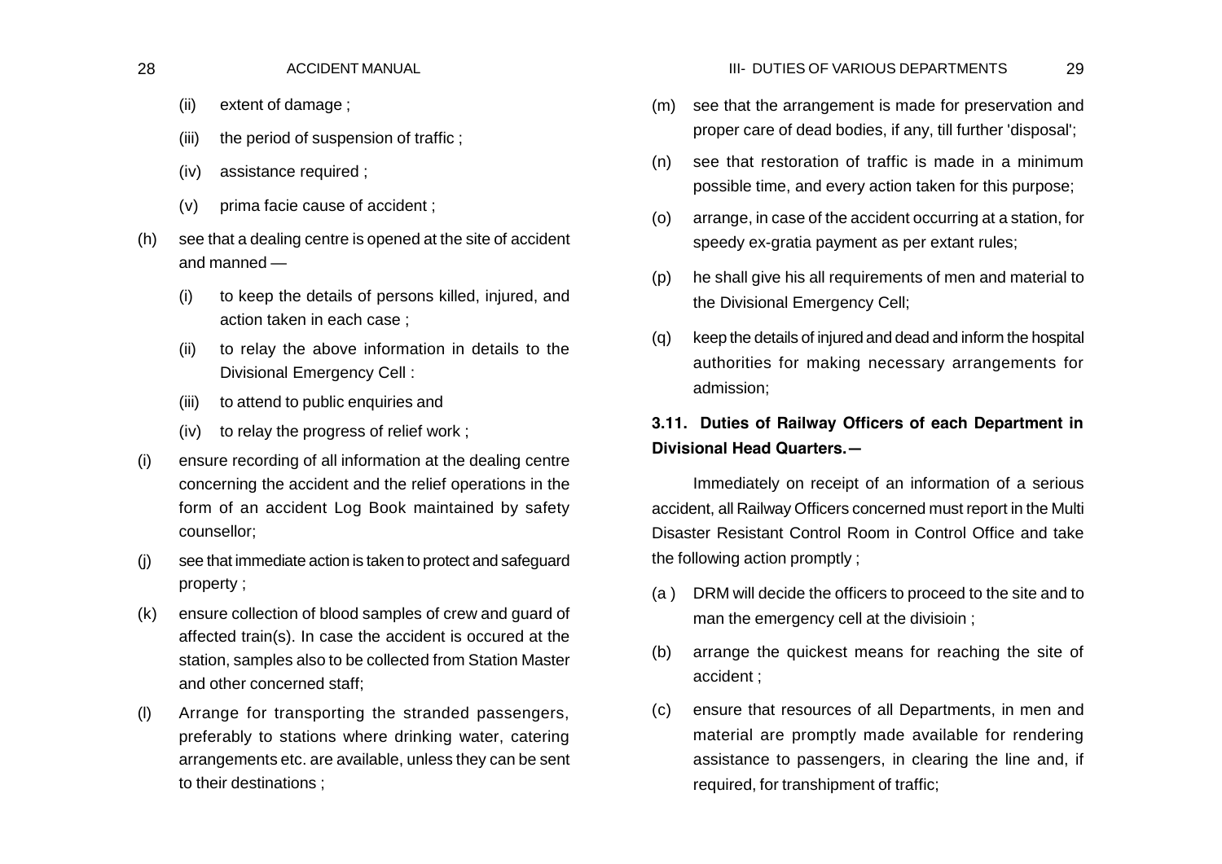(ii) extent of damage ;

(iii) the period of suspension of traffic ;

(iv) assistance required ;

(v) prima facie cause of accident ;

(h) see that a dealing centre is opened at the site of accident and manned —

  (i) to keep the details of persons killed, injured, and action taken in each case ;

  (ii) to relay the above information in details to the Divisional Emergency Cell :

  (iii) to attend to public enquiries and

  (iv) to relay the progress of relief work ;

(i) ensure recording of all information at the dealing centre concerning the accident and the relief operations in the form of an accident Log Book maintained by safety counsellor;

(j) see that immediate action is taken to protect and safeguard property ;

(k) ensure collection of blood samples of crew and guard of affected train(s). In case the accident is occured at the station, samples also to be collected from Station Master and other concerned staff;

(l) Arrange for transporting the stranded passengers, preferably to stations where drinking water, catering arrangements etc. are available, unless they can be sent to their destinations ;

(m) see that the arrangement is made for preservation and proper care of dead bodies, if any, till further 'disposal';

(n) see that restoration of traffic is made in a minimum possible time, and every action taken for this purpose;

(o) arrange, in case of the accident occurring at a station, for speedy ex-gratia payment as per extant rules;

(p) he shall give his all requirements of men and material to the Divisional Emergency Cell;

(q) keep the details of injured and dead and inform the hospital authorities for making necessary arrangements for admission;

### 3.11. Duties of Railway Officers of each Department in Divisional Head Quarters.—

Immediately on receipt of an information of a serious accident, all Railway Officers concerned must report in the Multi Disaster Resistant Control Room in Control Office and take the following action promptly ;

(a ) DRM will decide the officers to proceed to the site and to man the emergency cell at the divisioin ;

(b) arrange the quickest means for reaching the site of accident ;

(c) ensure that resources of all Departments, in men and material are promptly made available for rendering assistance to passengers, in clearing the line and, if required, for transhipment of traffic;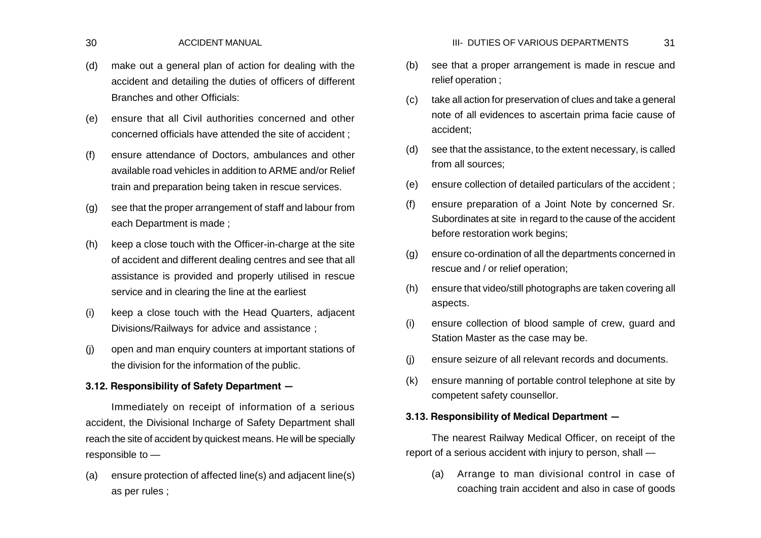(d) make out a general plan of action for dealing with the accident and detailing the duties of officers of different Branches and other Officials:

(e) ensure that all Civil authorities concerned and other concerned officials have attended the site of accident ;

(f) ensure attendance of Doctors, ambulances and other available road vehicles in addition to ARME and/or Relief train and preparation being taken in rescue services.

(g) see that the proper arrangement of staff and labour from each Department is made ;

(h) keep a close touch with the Officer-in-charge at the site of accident and different dealing centres and see that all assistance is provided and properly utilised in rescue service and in clearing the line at the earliest

(i) keep a close touch with the Head Quarters, adjacent Divisions/Railways for advice and assistance ;

(j) open and man enquiry counters at important stations of the division for the information of the public.

**3.12. Responsibility of Safety Department —**

Immediately on receipt of information of a serious accident, the Divisional Incharge of Safety Department shall reach the site of accident by quickest means. He will be specially responsible to —

(a) ensure protection of affected line(s) and adjacent line(s) as per rules ;

(b) see that a proper arrangement is made in rescue and relief operation ;

(c) take all action for preservation of clues and take a general note of all evidences to ascertain prima facie cause of accident;

(d) see that the assistance, to the extent necessary, is called from all sources;

(e) ensure collection of detailed particulars of the accident ;

(f) ensure preparation of a Joint Note by concerned Sr. Subordinates at site in regard to the cause of the accident before restoration work begins;

(g) ensure co-ordination of all the departments concerned in rescue and / or relief operation;

(h) ensure that video/still photographs are taken covering all aspects.

(i) ensure collection of blood sample of crew, guard and Station Master as the case may be.

(j) ensure seizure of all relevant records and documents.

(k) ensure manning of portable control telephone at site by competent safety counsellor.

**3.13. Responsibility of Medical Department —**

The nearest Railway Medical Officer, on receipt of the report of a serious accident with injury to person, shall —

(a) Arrange to man divisional control in case of coaching train accident and also in case of goods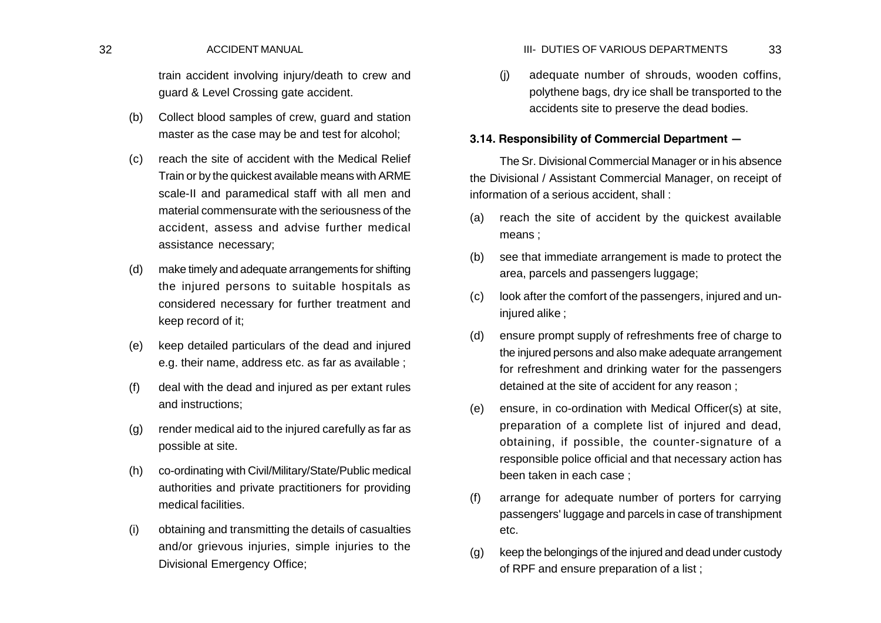train accident involving injury/death to crew and guard & Level Crossing gate accident.

(b) Collect blood samples of crew, guard and station master as the case may be and test for alcohol;

(c) reach the site of accident with the Medical Relief Train or by the quickest available means with ARME scale-II and paramedical staff with all men and material commensurate with the seriousness of the accident, assess and advise further medical assistance necessary;

(d) make timely and adequate arrangements for shifting the injured persons to suitable hospitals as considered necessary for further treatment and keep record of it;

(e) keep detailed particulars of the dead and injured e.g. their name, address etc. as far as available ;

(f) deal with the dead and injured as per extant rules and instructions;

(g) render medical aid to the injured carefully as far as possible at site.

(h) co-ordinating with Civil/Military/State/Public medical authorities and private practitioners for providing medical facilities.

(i) obtaining and transmitting the details of casualties and/or grievous injuries, simple injuries to the Divisional Emergency Office;

(j) adequate number of shrouds, wooden coffins, polythene bags, dry ice shall be transported to the accidents site to preserve the dead bodies.

**3.14. Responsibility of Commercial Department —**

The Sr. Divisional Commercial Manager or in his absence the Divisional / Assistant Commercial Manager, on receipt of information of a serious accident, shall :

(a) reach the site of accident by the quickest available means ;

(b) see that immediate arrangement is made to protect the area, parcels and passengers luggage;

(c) look after the comfort of the passengers, injured and un-injured alike ;

(d) ensure prompt supply of refreshments free of charge to the injured persons and also make adequate arrangement for refreshment and drinking water for the passengers detained at the site of accident for any reason ;

(e) ensure, in co-ordination with Medical Officer(s) at site, preparation of a complete list of injured and dead, obtaining, if possible, the counter-signature of a responsible police official and that necessary action has been taken in each case ;

(f) arrange for adequate number of porters for carrying passengers' luggage and parcels in case of transhipment etc.

(g) keep the belongings of the injured and dead under custody of RPF and ensure preparation of a list ;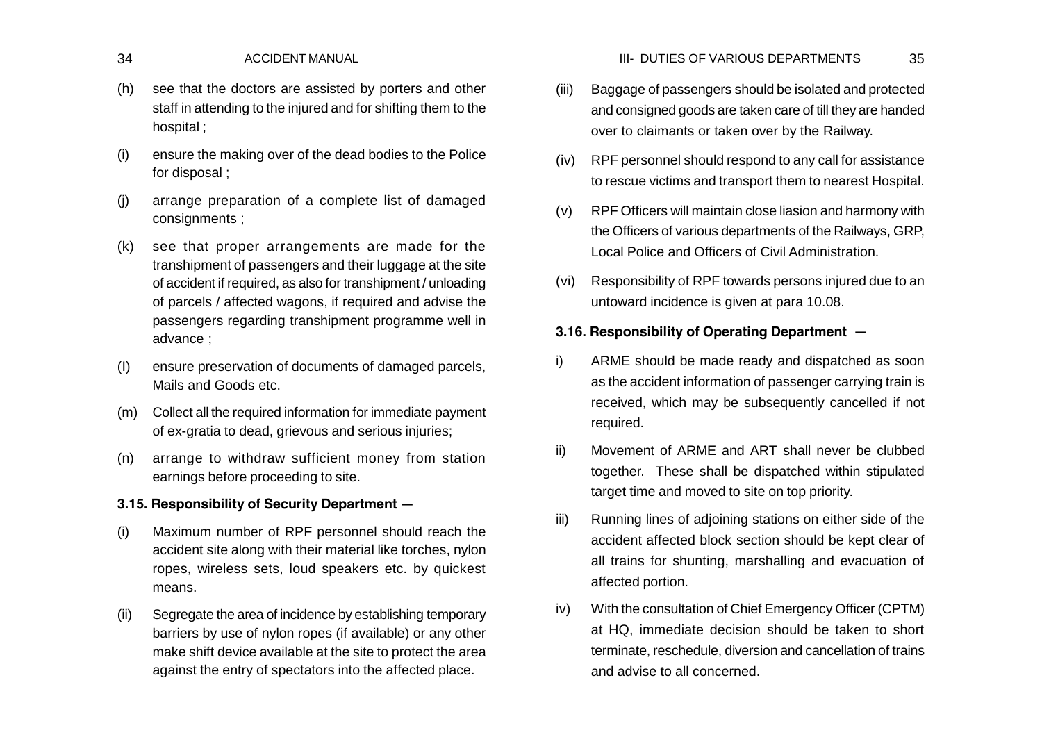(h) see that the doctors are assisted by porters and other staff in attending to the injured and for shifting them to the hospital ;

(i) ensure the making over of the dead bodies to the Police for disposal ;

(j) arrange preparation of a complete list of damaged consignments ;

(k) see that proper arrangements are made for the transhipment of passengers and their luggage at the site of accident if required, as also for transhipment / unloading of parcels / affected wagons, if required and advise the passengers regarding transhipment programme well in advance ;

(l) ensure preservation of documents of damaged parcels, Mails and Goods etc.

(m) Collect all the required information for immediate payment of ex-gratia to dead, grievous and serious injuries;

(n) arrange to withdraw sufficient money from station earnings before proceeding to site.

**3.15. Responsibility of Security Department —**

(i) Maximum number of RPF personnel should reach the accident site along with their material like torches, nylon ropes, wireless sets, loud speakers etc. by quickest means.

(ii) Segregate the area of incidence by establishing temporary barriers by use of nylon ropes (if available) or any other make shift device available at the site to protect the area against the entry of spectators into the affected place.

(iii) Baggage of passengers should be isolated and protected and consigned goods are taken care of till they are handed over to claimants or taken over by the Railway.

(iv) RPF personnel should respond to any call for assistance to rescue victims and transport them to nearest Hospital.

(v) RPF Officers will maintain close liasion and harmony with the Officers of various departments of the Railways, GRP, Local Police and Officers of Civil Administration.

(vi) Responsibility of RPF towards persons injured due to an untoward incidence is given at para 10.08.

**3.16. Responsibility of Operating Department —**

i) ARME should be made ready and dispatched as soon as the accident information of passenger carrying train is received, which may be subsequently cancelled if not required.

ii) Movement of ARME and ART shall never be clubbed together. These shall be dispatched within stipulated target time and moved to site on top priority.

iii) Running lines of adjoining stations on either side of the accident affected block section should be kept clear of all trains for shunting, marshalling and evacuation of affected portion.

iv) With the consultation of Chief Emergency Officer (CPTM) at HQ, immediate decision should be taken to short terminate, reschedule, diversion and cancellation of trains and advise to all concerned.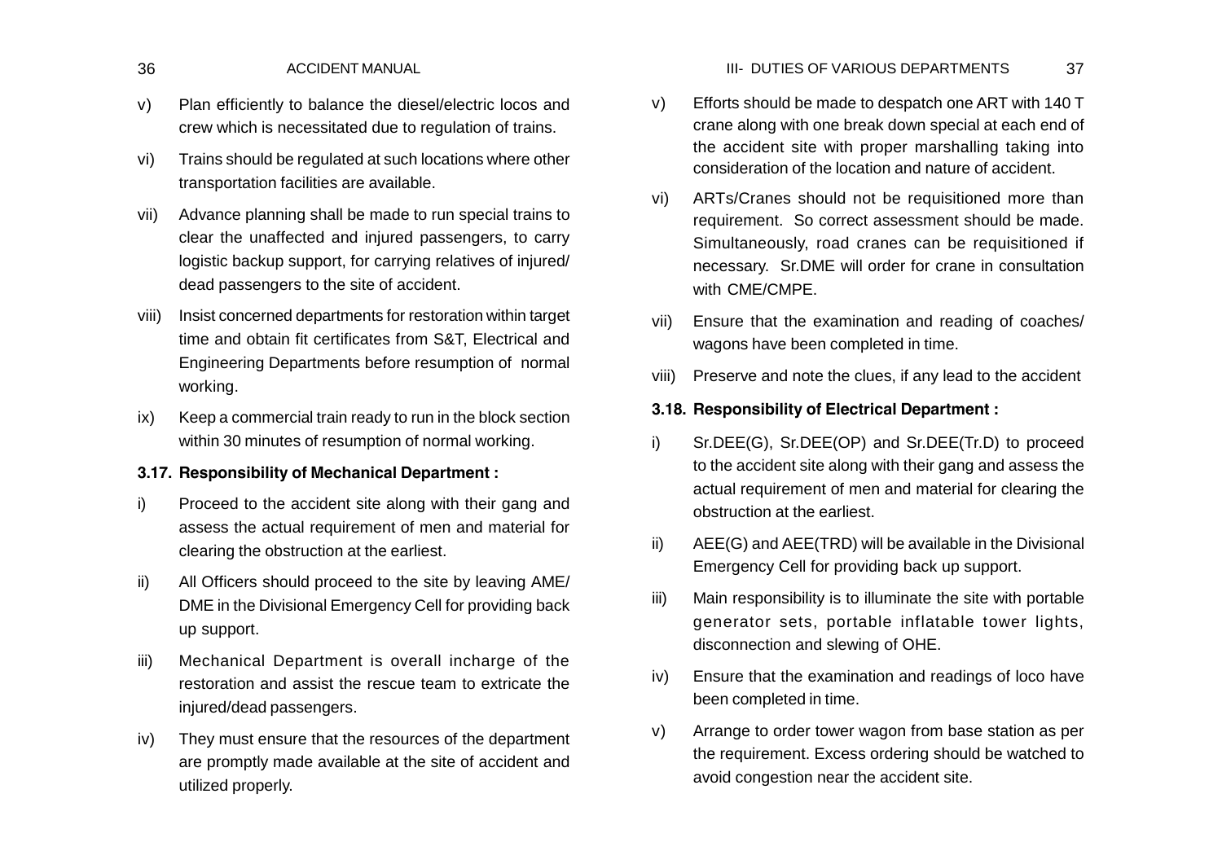v) Plan efficiently to balance the diesel/electric locos and crew which is necessitated due to regulation of trains.

vi) Trains should be regulated at such locations where other transportation facilities are available.

vii) Advance planning shall be made to run special trains to clear the unaffected and injured passengers, to carry logistic backup support, for carrying relatives of injured/ dead passengers to the site of accident.

viii) Insist concerned departments for restoration within target time and obtain fit certificates from S&T, Electrical and Engineering Departments before resumption of normal working.

ix) Keep a commercial train ready to run in the block section within 30 minutes of resumption of normal working.

### 3.17. Responsibility of Mechanical Department :

i) Proceed to the accident site along with their gang and assess the actual requirement of men and material for clearing the obstruction at the earliest.

ii) All Officers should proceed to the site by leaving AME/ DME in the Divisional Emergency Cell for providing back up support.

iii) Mechanical Department is overall incharge of the restoration and assist the rescue team to extricate the injured/dead passengers.

iv) They must ensure that the resources of the department are promptly made available at the site of accident and utilized properly.

v) Efforts should be made to despatch one ART with 140 T crane along with one break down special at each end of the accident site with proper marshalling taking into consideration of the location and nature of accident.

vi) ARTs/Cranes should not be requisitioned more than requirement. So correct assessment should be made. Simultaneously, road cranes can be requisitioned if necessary. Sr.DME will order for crane in consultation with CME/CMPE.

vii) Ensure that the examination and reading of coaches/ wagons have been completed in time.

viii) Preserve and note the clues, if any lead to the accident

### 3.18. Responsibility of Electrical Department :

i) Sr.DEE(G), Sr.DEE(OP) and Sr.DEE(Tr.D) to proceed to the accident site along with their gang and assess the actual requirement of men and material for clearing the obstruction at the earliest.

ii) AEE(G) and AEE(TRD) will be available in the Divisional Emergency Cell for providing back up support.

iii) Main responsibility is to illuminate the site with portable generator sets, portable inflatable tower lights, disconnection and slewing of OHE.

iv) Ensure that the examination and readings of loco have been completed in time.

v) Arrange to order tower wagon from base station as per the requirement. Excess ordering should be watched to avoid congestion near the accident site.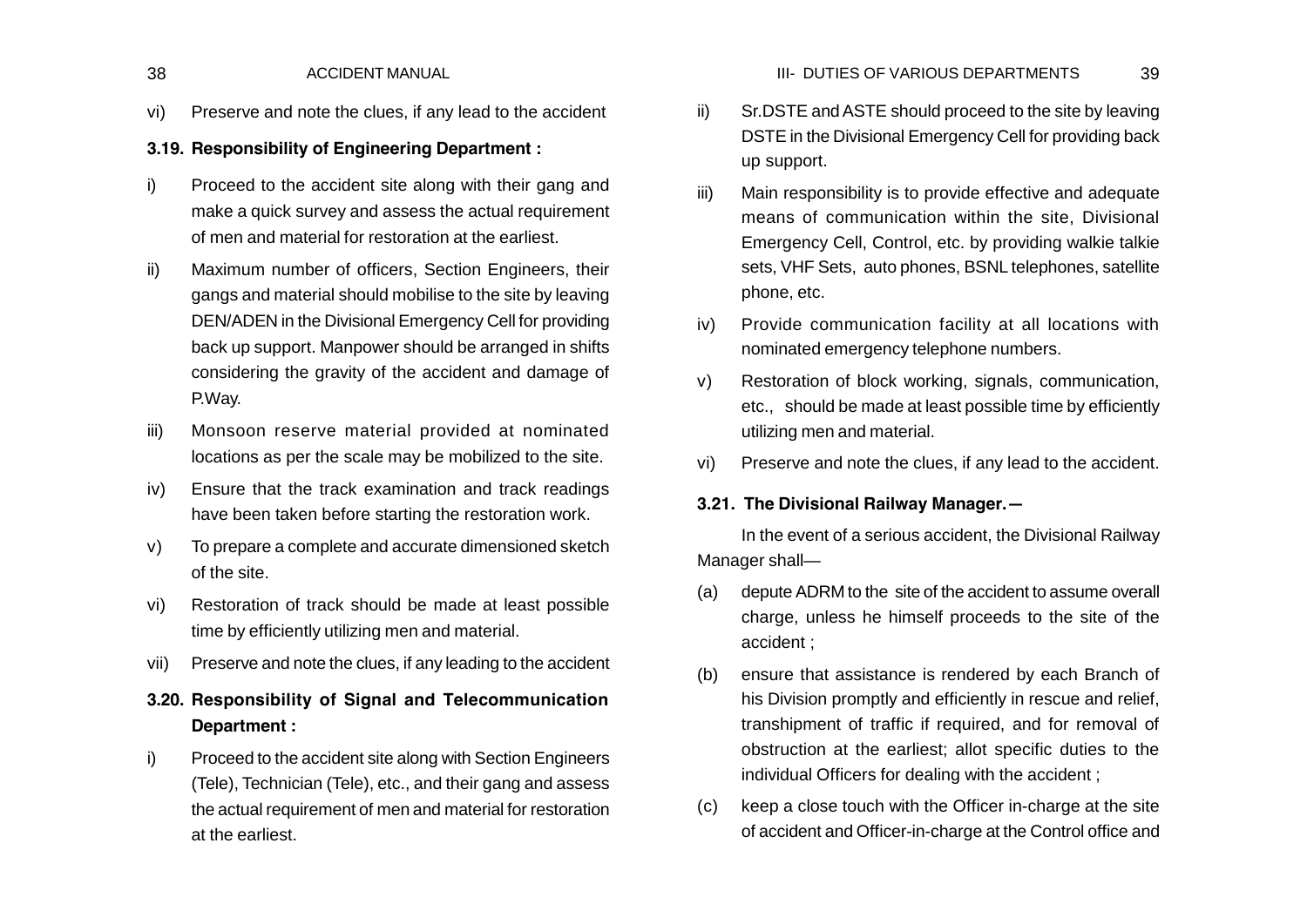vi) Preserve and note the clues, if any lead to the accident

### 3.19. Responsibility of Engineering Department :

i) Proceed to the accident site along with their gang and make a quick survey and assess the actual requirement of men and material for restoration at the earliest.

ii) Maximum number of officers, Section Engineers, their gangs and material should mobilise to the site by leaving DEN/ADEN in the Divisional Emergency Cell for providing back up support. Manpower should be arranged in shifts considering the gravity of the accident and damage of P.Way.

iii) Monsoon reserve material provided at nominated locations as per the scale may be mobilized to the site.

iv) Ensure that the track examination and track readings have been taken before starting the restoration work.

v) To prepare a complete and accurate dimensioned sketch of the site.

vi) Restoration of track should be made at least possible time by efficiently utilizing men and material.

vii) Preserve and note the clues, if any leading to the accident

### 3.20. Responsibility of Signal and Telecommunication Department :

i) Proceed to the accident site along with Section Engineers (Tele), Technician (Tele), etc., and their gang and assess the actual requirement of men and material for restoration at the earliest.

ii) Sr.DSTE and ASTE should proceed to the site by leaving DSTE in the Divisional Emergency Cell for providing back up support.

iii) Main responsibility is to provide effective and adequate means of communication within the site, Divisional Emergency Cell, Control, etc. by providing walkie talkie sets, VHF Sets, auto phones, BSNL telephones, satellite phone, etc.

iv) Provide communication facility at all locations with nominated emergency telephone numbers.

v) Restoration of block working, signals, communication, etc., should be made at least possible time by efficiently utilizing men and material.

vi) Preserve and note the clues, if any lead to the accident.

### 3.21. The Divisional Railway Manager.—

In the event of a serious accident, the Divisional Railway Manager shall—

(a) depute ADRM to the site of the accident to assume overall charge, unless he himself proceeds to the site of the accident ;

(b) ensure that assistance is rendered by each Branch of his Division promptly and efficiently in rescue and relief, transhipment of traffic if required, and for removal of obstruction at the earliest; allot specific duties to the individual Officers for dealing with the accident ;

(c) keep a close touch with the Officer in-charge at the site of accident and Officer-in-charge at the Control office and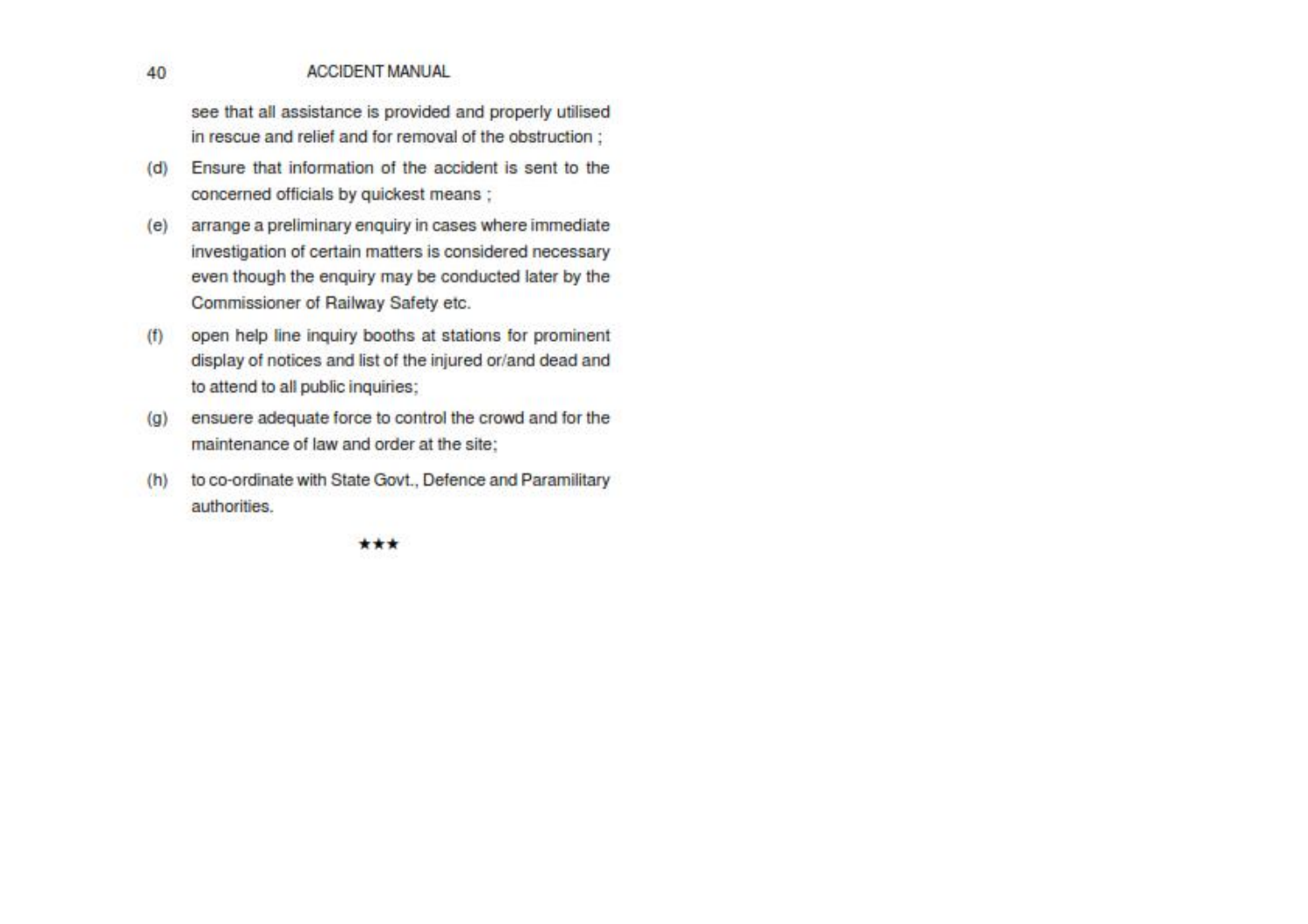see that all assistance is provided and properly utilised in rescue and relief and for removal of the obstruction ;

(d) Ensure that information of the accident is sent to the concerned officials by quickest means ;

(e) arrange a preliminary enquiry in cases where immediate investigation of certain matters is considered necessary even though the enquiry may be conducted later by the Commissioner of Railway Safety etc.

(f) open help line inquiry booths at stations for prominent display of notices and list of the injured or/and dead and to attend to all public inquiries;

(g) ensuere adequate force to control the crowd and for the maintenance of law and order at the site;

(h) to co-ordinate with State Govt., Defence and Paramilitary authorities.

★★★